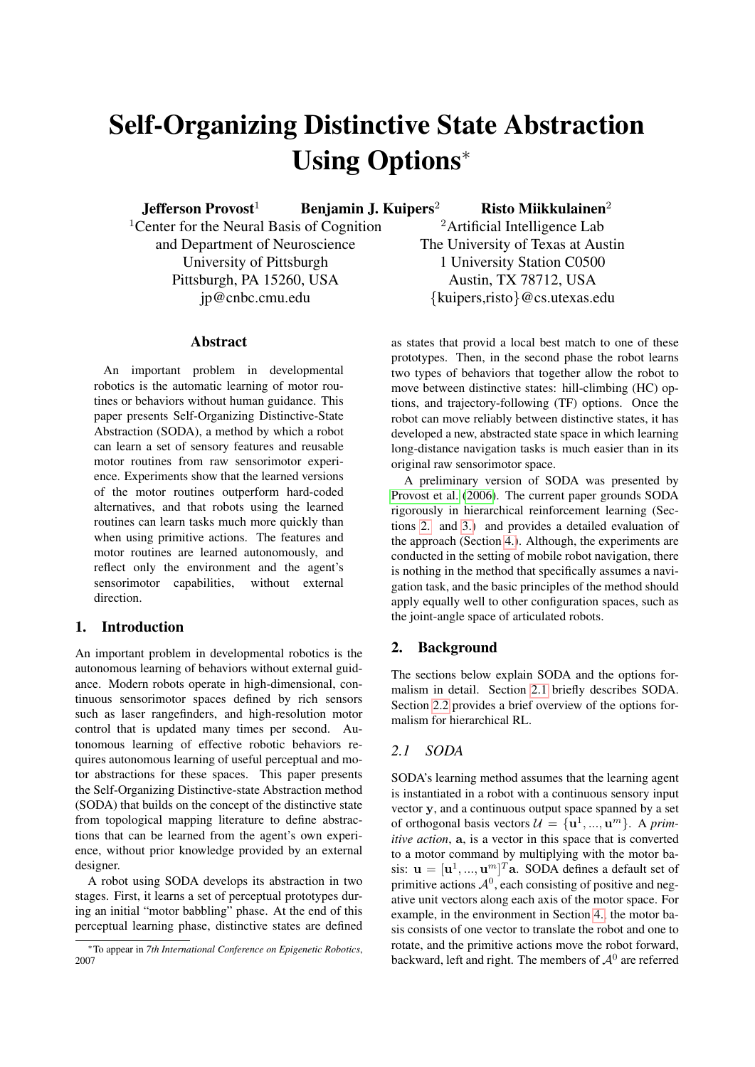# Self-Organizing Distinctive State Abstraction Using Options*

**Jefferson Provost**[1] **Benjamin J. Kuipers**[2] **Risto Miikkulainen**[2]

[1]Center for the Neural Basis of Cognition and Department of Neuroscience
University of Pittsburgh
Pittsburgh, PA 15260, USA
jp@cnbc.cmu.edu

[2]Artificial Intelligence Lab
The University of Texas at Austin
1 University Station C0500
Austin, TX 78712, USA
{kuipers,risto}@cs.utexas.edu

## Abstract

An important problem in developmental robotics is the automatic learning of motor routines or behaviors without human guidance. This paper presents Self-Organizing Distinctive-State Abstraction (SODA), a method by which a robot can learn a set of sensory features and reusable motor routines from raw sensorimotor experience. Experiments show that the learned versions of the motor routines outperform hard-coded alternatives, and that robots using the learned routines can learn tasks much more quickly than when using primitive actions. The features and motor routines are learned autonomously, and reflect only the environment and the agent's sensorimotor capabilities, without external direction.

## 1. Introduction

An important problem in developmental robotics is the autonomous learning of behaviors without external guidance. Modern robots operate in high-dimensional, continuous sensorimotor spaces defined by rich sensors such as laser rangefinders, and high-resolution motor control that is updated many times per second. Autonomous learning of effective robotic behaviors requires autonomous learning of useful perceptual and motor abstractions for these spaces. This paper presents the Self-Organizing Distinctive-state Abstraction method (SODA) that builds on the concept of the distinctive state from topological mapping literature to define abstractions that can be learned from the agent's own experience, without prior knowledge provided by an external designer.

A robot using SODA develops its abstraction in two stages. First, it learns a set of perceptual prototypes during an initial "motor babbling" phase. At the end of this perceptual learning phase, distinctive states are defined as states that provid a local best match to one of these prototypes. Then, in the second phase the robot learns two types of behaviors that together allow the robot to move between distinctive states: hill-climbing (HC) options, and trajectory-following (TF) options. Once the robot can move reliably between distinctive states, it has developed a new, abstracted state space in which learning long-distance navigation tasks is much easier than in its original raw sensorimotor space.

A preliminary version of SODA was presented by Provost et al. (2006). The current paper grounds SODA rigorously in hierarchical reinforcement learning (Sections 2. and 3.) and provides a detailed evaluation of the approach (Section 4.). Although, the experiments are conducted in the setting of mobile robot navigation, there is nothing in the method that specifically assumes a navigation task, and the basic principles of the method should apply equally well to other configuration spaces, such as the joint-angle space of articulated robots.

## 2. Background

The sections below explain SODA and the options formalism in detail. Section 2.1 briefly describes SODA. Section 2.2 provides a brief overview of the options formalism for hierarchical RL.

### 2.1 SODA

SODA's learning method assumes that the learning agent is instantiated in a robot with a continuous sensory input vector $\mathbf{y}$, and a continuous output space spanned by a set of orthogonal basis vectors $\mathcal{U} = \{\mathbf{u}^1, ..., \mathbf{u}^m\}$. A *primitive action*, $\mathbf{a}$, is a vector in this space that is converted to a motor command by multiplying with the motor basis: $\mathbf{u} = [\mathbf{u}^1, ..., \mathbf{u}^m]^T\mathbf{a}$. SODA defines a default set of primitive actions $\mathcal{A}^0$, each consisting of positive and negative unit vectors along each axis of the motor space. For example, in the environment in Section 4., the motor basis consists of one vector to translate the robot and one to rotate, and the primitive actions move the robot forward, backward, left and right. The members of $\mathcal{A}^0$ are referred

*To appear in *7th International Conference on Epigenetic Robotics*, 2007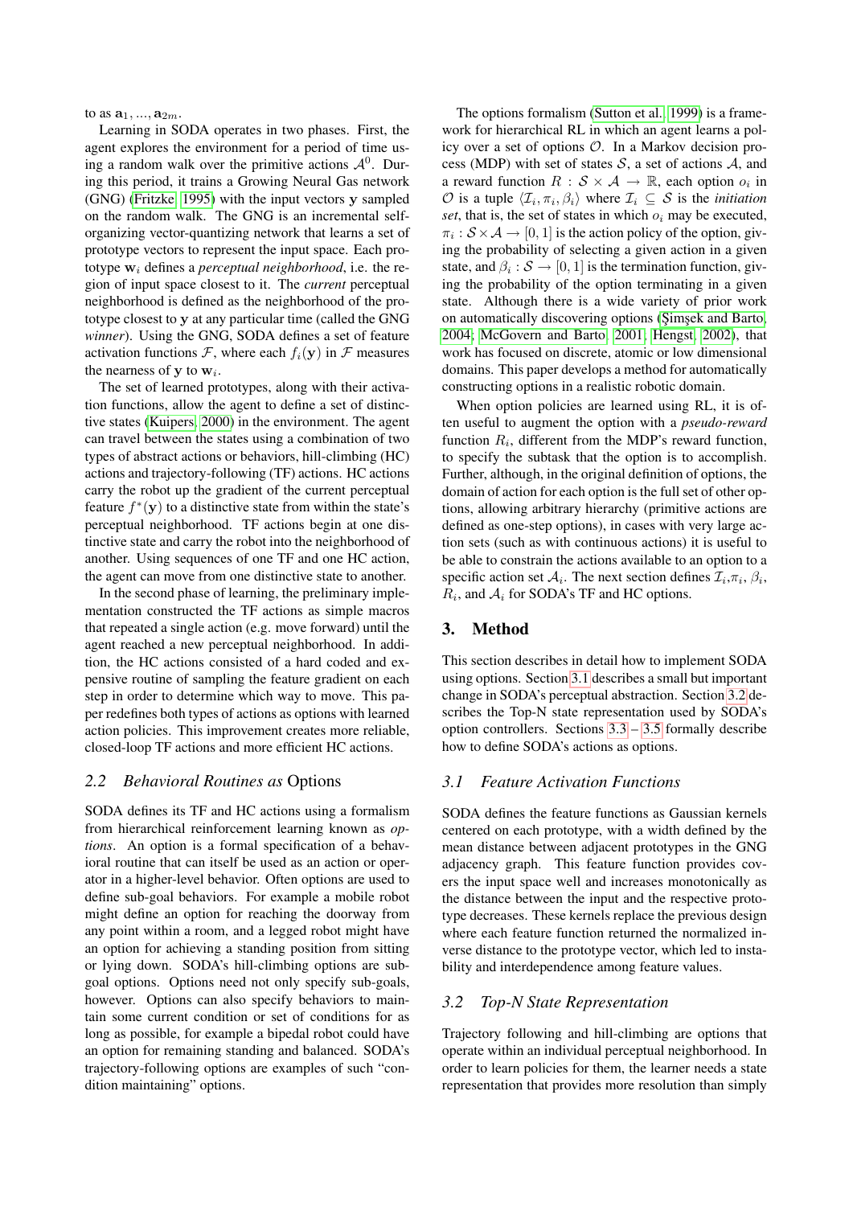to as $\mathbf{a}_1, ..., \mathbf{a}_{2m}$.

Learning in SODA operates in two phases. First, the agent explores the environment for a period of time using a random walk over the primitive actions $\mathcal{A}^0$. During this period, it trains a Growing Neural Gas network (GNG) (Fritzke, 1995) with the input vectors $\mathbf{y}$ sampled on the random walk. The GNG is an incremental self-organizing vector-quantizing network that learns a set of prototype vectors to represent the input space. Each prototype $\mathbf{w}_i$ defines a *perceptual neighborhood*, i.e. the region of input space closest to it. The *current* perceptual neighborhood is defined as the neighborhood of the prototype closest to $\mathbf{y}$ at any particular time (called the GNG *winner*). Using the GNG, SODA defines a set of feature activation functions $\mathcal{F}$, where each $f_i(\mathbf{y})$ in $\mathcal{F}$ measures the nearness of $\mathbf{y}$ to $\mathbf{w}_i$.

The set of learned prototypes, along with their activation functions, allow the agent to define a set of distinctive states (Kuipers, 2000) in the environment. The agent can travel between the states using a combination of two types of abstract actions or behaviors, hill-climbing (HC) actions and trajectory-following (TF) actions. HC actions carry the robot up the gradient of the current perceptual feature $f^*(\mathbf{y})$ to a distinctive state from within the state's perceptual neighborhood. TF actions begin at one distinctive state and carry the robot into the neighborhood of another. Using sequences of one TF and one HC action, the agent can move from one distinctive state to another.

In the second phase of learning, the preliminary implementation constructed the TF actions as simple macros that repeated a single action (e.g. move forward) until the agent reached a new perceptual neighborhood. In addition, the HC actions consisted of a hard coded and expensive routine of sampling the feature gradient on each step in order to determine which way to move. This paper redefines both types of actions as options with learned action policies. This improvement creates more reliable, closed-loop TF actions and more efficient HC actions.

### 2.2 Behavioral Routines *as* Options

SODA defines its TF and HC actions using a formalism from hierarchical reinforcement learning known as *options*. An option is a formal specification of a behavioral routine that can itself be used as an action or operator in a higher-level behavior. Often options are used to define sub-goal behaviors. For example a mobile robot might define an option for reaching the doorway from any point within a room, and a legged robot might have an option for achieving a standing position from sitting or lying down. SODA's hill-climbing options are sub-goal options. Options need not only specify sub-goals, however. Options can also specify behaviors to maintain some current condition or set of conditions for as long as possible, for example a bipedal robot could have an option for remaining standing and balanced. SODA's trajectory-following options are examples of such "condition maintaining" options.

The options formalism (Sutton et al., 1999) is a framework for hierarchical RL in which an agent learns a policy over a set of options $\mathcal{O}$. In a Markov decision process (MDP) with set of states $\mathcal{S}$, a set of actions $\mathcal{A}$, and a reward function $R : \mathcal{S} \times \mathcal{A} \rightarrow \mathbb{R}$, each option $o_i$ in $\mathcal{O}$ is a tuple $\langle \mathcal{I}_i, \pi_i, \beta_i \rangle$ where $\mathcal{I}_i \subseteq \mathcal{S}$ is the *initiation set*, that is, the set of states in which $o_i$ may be executed, $\pi_i : \mathcal{S} \times \mathcal{A} \rightarrow [0, 1]$ is the action policy of the option, giving the probability of selecting a given action in a given state, and $\beta_i : \mathcal{S} \rightarrow [0, 1]$ is the termination function, giving the probability of the option terminating in a given state. Although there is a wide variety of prior work on automatically discovering options (Şimşek and Barto, 2004; McGovern and Barto, 2001; Hengst, 2002), that work has focused on discrete, atomic or low dimensional domains. This paper develops a method for automatically constructing options in a realistic robotic domain.

When option policies are learned using RL, it is often useful to augment the option with a *pseudo-reward* function $R_i$, different from the MDP's reward function, to specify the subtask that the option is to accomplish. Further, although, in the original definition of options, the domain of action for each option is the full set of other options, allowing arbitrary hierarchy (primitive actions are defined as one-step options), in cases with very large action sets (such as with continuous actions) it is useful to be able to constrain the actions available to an option to a specific action set $\mathcal{A}_i$. The next section defines $\mathcal{I}_i$,$\pi_i$, $\beta_i$, $R_i$, and $\mathcal{A}_i$ for SODA's TF and HC options.

## 3. Method

This section describes in detail how to implement SODA using options. Section 3.1 describes a small but important change in SODA's perceptual abstraction. Section 3.2 describes the Top-N state representation used by SODA's option controllers. Sections 3.3 – 3.5 formally describe how to define SODA's actions as options.

### 3.1 Feature Activation Functions

SODA defines the feature functions as Gaussian kernels centered on each prototype, with a width defined by the mean distance between adjacent prototypes in the GNG adjacency graph. This feature function provides covers the input space well and increases monotonically as the distance between the input and the respective prototype decreases. These kernels replace the previous design where each feature function returned the normalized inverse distance to the prototype vector, which led to instability and interdependence among feature values.

### 3.2 Top-N State Representation

Trajectory following and hill-climbing are options that operate within an individual perceptual neighborhood. In order to learn policies for them, the learner needs a state representation that provides more resolution than simply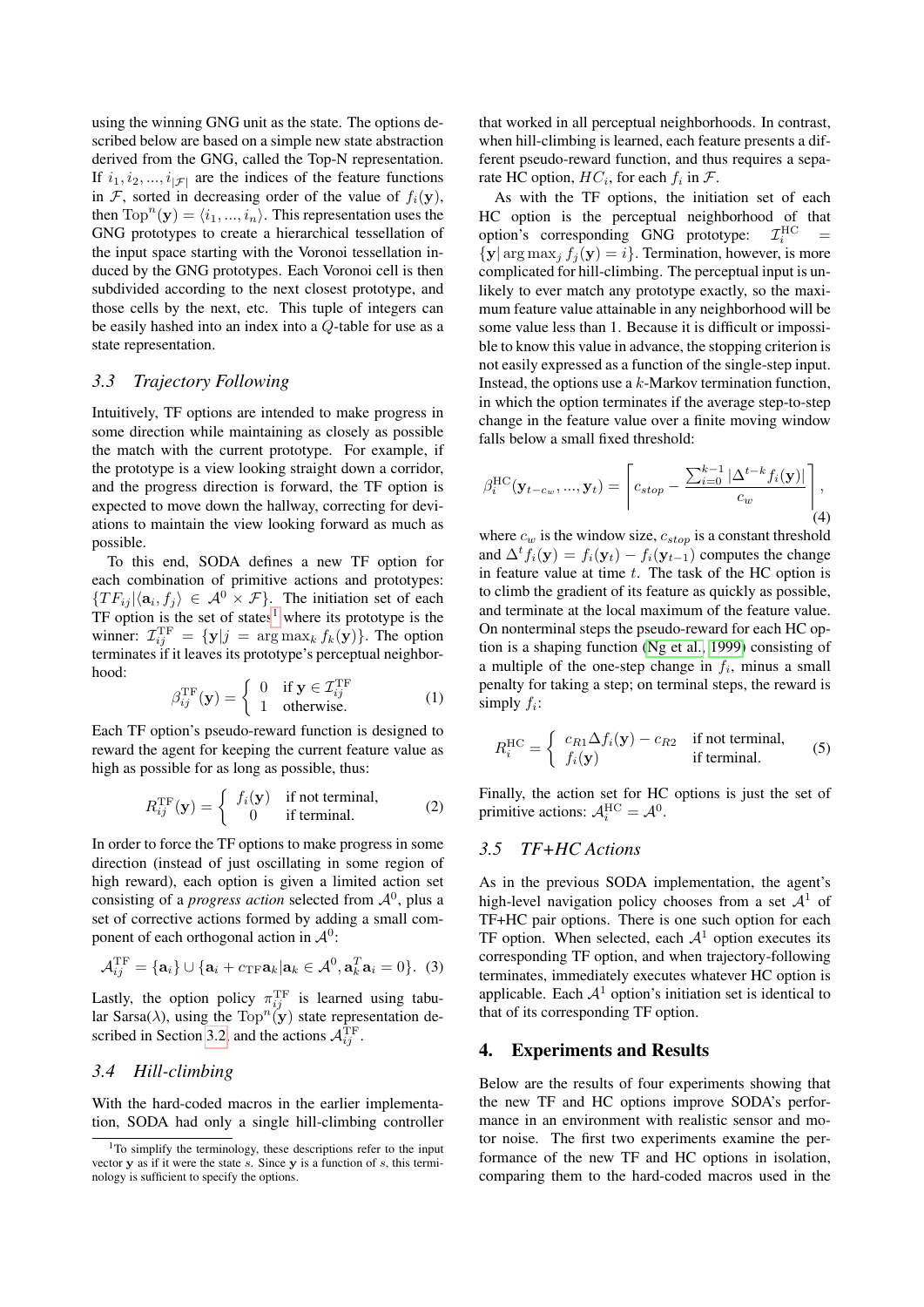using the winning GNG unit as the state. The options described below are based on a simple new state abstraction derived from the GNG, called the Top-N representation. If $i_1, i_2, ..., i_{|\mathcal{F}|}$ are the indices of the feature functions in $\mathcal{F}$, sorted in decreasing order of the value of $f_i(\mathbf{y})$, then $\mathrm{Top}^n(\mathbf{y}) = \langle i_1, ..., i_n \rangle$. This representation uses the GNG prototypes to create a hierarchical tessellation of the input space starting with the Voronoi tessellation induced by the GNG prototypes. Each Voronoi cell is then subdivided according to the next closest prototype, and those cells by the next, etc. This tuple of integers can be easily hashed into an index into a $Q$-table for use as a state representation.

### 3.3 Trajectory Following

Intuitively, TF options are intended to make progress in some direction while maintaining as closely as possible the match with the current prototype. For example, if the prototype is a view looking straight down a corridor, and the progress direction is forward, the TF option is expected to move down the hallway, correcting for deviations to maintain the view looking forward as much as possible.

To this end, SODA defines a new TF option for each combination of primitive actions and prototypes: $\{TF_{ij} | \langle \mathbf{a}_i, f_j \rangle \in \mathcal{A}^0 \times \mathcal{F}\}$. The initiation set of each TF option is the set of states[1] where its prototype is the winner: $\mathcal{I}_{ij}^{\mathrm{TF}} = \{\mathbf{y} | j = \arg\max_k f_k(\mathbf{y})\}$. The option terminates if it leaves its prototype's perceptual neighborhood:

$$\beta_{ij}^{\mathrm{TF}}(\mathbf{y}) = \begin{cases} 0 & \text{if } \mathbf{y} \in \mathcal{I}_{ij}^{\mathrm{TF}} \\ 1 & \text{otherwise.} \end{cases} \quad (1)$$

Each TF option's pseudo-reward function is designed to reward the agent for keeping the current feature value as high as possible for as long as possible, thus:

$$R_{ij}^{\mathrm{TF}}(\mathbf{y}) = \begin{cases} f_i(\mathbf{y}) & \text{if not terminal,} \\ 0 & \text{if terminal.} \end{cases} \quad (2)$$

In order to force the TF options to make progress in some direction (instead of just oscillating in some region of high reward), each option is given a limited action set consisting of a *progress action* selected from $\mathcal{A}^0$, plus a set of corrective actions formed by adding a small component of each orthogonal action in $\mathcal{A}^0$:

$$\mathcal{A}_{ij}^{\mathrm{TF}} = \{\mathbf{a}_i\} \cup \{\mathbf{a}_i + c_{\mathrm{TF}}\mathbf{a}_k | \mathbf{a}_k \in \mathcal{A}^0, \mathbf{a}_k^T \mathbf{a}_i = 0\}. \quad (3)$$

Lastly, the option policy $\pi_{ij}^{\mathrm{TF}}$ is learned using tabular Sarsa($\lambda$), using the $\mathrm{Top}^n(\mathbf{y})$ state representation described in Section 3.2, and the actions $\mathcal{A}_{ij}^{\mathrm{TF}}$.

### 3.4 Hill-climbing

With the hard-coded macros in the earlier implementation, SODA had only a single hill-climbing controller that worked in all perceptual neighborhoods. In contrast, when hill-climbing is learned, each feature presents a different pseudo-reward function, and thus requires a separate HC option, $HC_i$, for each $f_i$ in $\mathcal{F}$.

As with the TF options, the initiation set of each HC option is the perceptual neighborhood of that option's corresponding GNG prototype: $\mathcal{I}_i^{\mathrm{HC}} = \{\mathbf{y} | \arg\max_j f_j(\mathbf{y}) = i\}$. Termination, however, is more complicated for hill-climbing. The perceptual input is unlikely to ever match any prototype exactly, so the maximum feature value attainable in any neighborhood will be some value less than 1. Because it is difficult or impossible to know this value in advance, the stopping criterion is not easily expressed as a function of the single-step input. Instead, the options use a $k$-Markov termination function, in which the option terminates if the average step-to-step change in the feature value over a finite moving window falls below a small fixed threshold:

$$\beta_i^{\mathrm{HC}}(\mathbf{y}_{t-c_w}, ..., \mathbf{y}_t) = \left\lceil c_{stop} - \frac{\sum_{i=0}^{k-1} |\Delta^{t-k} f_i(\mathbf{y})|}{c_w} \right\rceil, \quad (4)$$

where $c_w$ is the window size, $c_{stop}$ is a constant threshold and $\Delta^t f_i(\mathbf{y}) = f_i(\mathbf{y}_t) - f_i(\mathbf{y}_{t-1})$ computes the change in feature value at time $t$. The task of the HC option is to climb the gradient of its feature as quickly as possible, and terminate at the local maximum of the feature value. On nonterminal steps the pseudo-reward for each HC option is a shaping function (Ng et al., 1999) consisting of a multiple of the one-step change in $f_i$, minus a small penalty for taking a step; on terminal steps, the reward is simply $f_i$:

$$R_i^{\mathrm{HC}} = \begin{cases} c_{R1}\Delta f_i(\mathbf{y}) - c_{R2} & \text{if not terminal,} \\ f_i(\mathbf{y}) & \text{if terminal.} \end{cases} \quad (5)$$

Finally, the action set for HC options is just the set of primitive actions: $\mathcal{A}_i^{\mathrm{HC}} = \mathcal{A}^0$.

### 3.5 TF+HC Actions

As in the previous SODA implementation, the agent's high-level navigation policy chooses from a set $\mathcal{A}^1$ of TF+HC pair options. There is one such option for each TF option. When selected, each $\mathcal{A}^1$ option executes its corresponding TF option, and when trajectory-following terminates, immediately executes whatever HC option is applicable. Each $\mathcal{A}^1$ option's initiation set is identical to that of its corresponding TF option.

## 4. Experiments and Results

Below are the results of four experiments showing that the new TF and HC options improve SODA's performance in an environment with realistic sensor and motor noise. The first two experiments examine the performance of the new TF and HC options in isolation, comparing them to the hard-coded macros used in the

[1] To simplify the terminology, these descriptions refer to the input vector $\mathbf{y}$ as if it were the state $s$. Since $\mathbf{y}$ is a function of $s$, this terminology is sufficient to specify the options.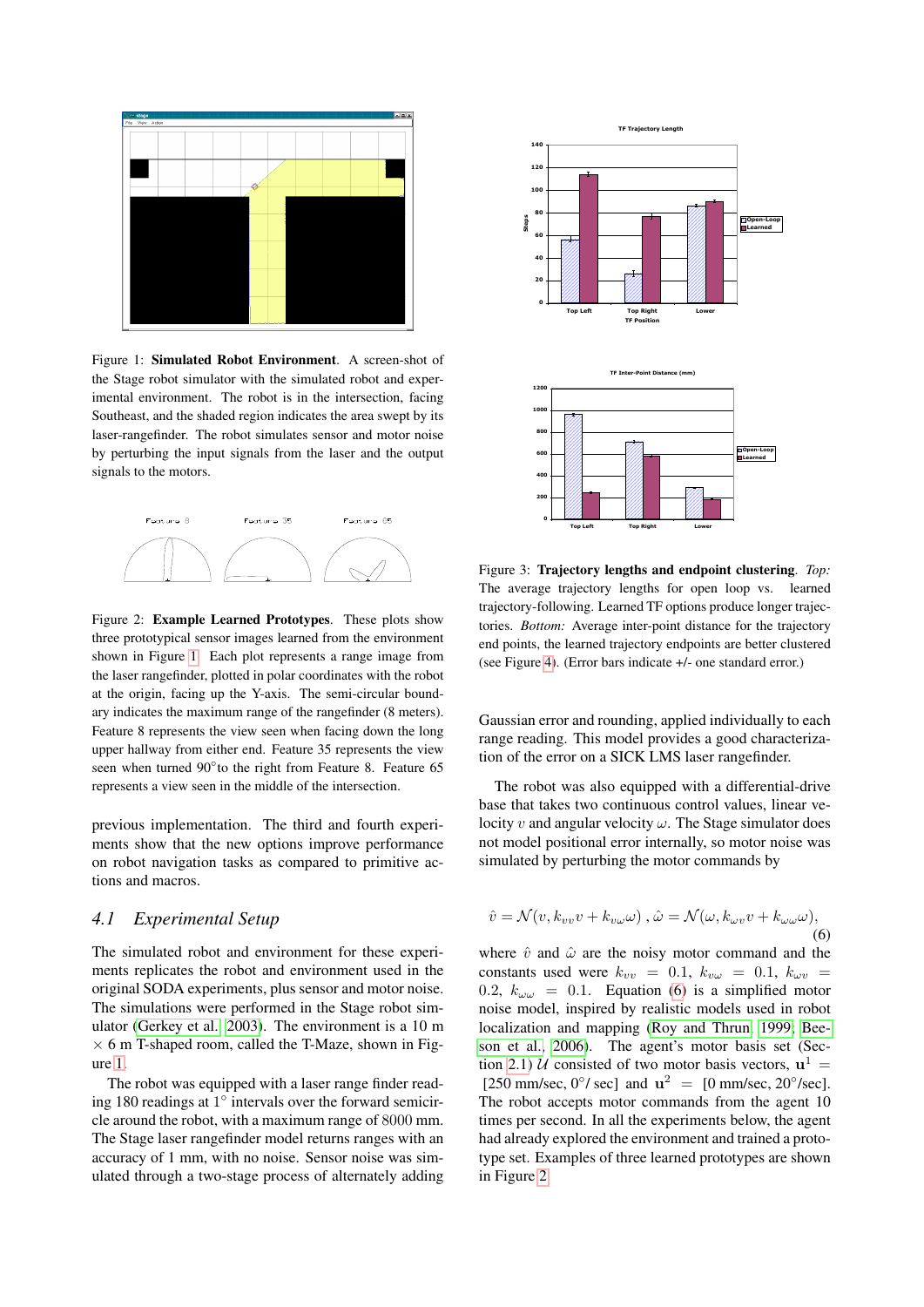Figure 1: **Simulated Robot Environment**. A screen-shot of the Stage robot simulator with the simulated robot and experimental environment. The robot is in the intersection, facing Southeast, and the shaded region indicates the area swept by its laser-rangefinder. The robot simulates sensor and motor noise by perturbing the input signals from the laser and the output signals to the motors.

Figure 2: **Example Learned Prototypes**. These plots show three prototypical sensor images learned from the environment shown in Figure 1. Each plot represents a range image from the laser rangefinder, plotted in polar coordinates with the robot at the origin, facing up the Y-axis. The semi-circular boundary indicates the maximum range of the rangefinder (8 meters). Feature 8 represents the view seen when facing down the long upper hallway from either end. Feature 35 represents the view seen when turned 90°to the right from Feature 8. Feature 65 represents a view seen in the middle of the intersection.

previous implementation. The third and fourth experiments show that the new options improve performance on robot navigation tasks as compared to primitive actions and macros.

## 4.1 *Experimental Setup*

The simulated robot and environment for these experiments replicates the robot and environment used in the original SODA experiments, plus sensor and motor noise. The simulations were performed in the Stage robot simulator (Gerkey et al., 2003). The environment is a 10 m × 6 m T-shaped room, called the T-Maze, shown in Figure 1.

The robot was equipped with a laser range finder reading 180 readings at 1° intervals over the forward semicircle around the robot, with a maximum range of 8000 mm. The Stage laser rangefinder model returns ranges with an accuracy of 1 mm, with no noise. Sensor noise was simulated through a two-stage process of alternately adding Gaussian error and rounding, applied individually to each range reading. This model provides a good characterization of the error on a SICK LMS laser rangefinder.

Figure 3: **Trajectory lengths and endpoint clustering**. *Top:* The average trajectory lengths for open loop vs. learned trajectory-following. Learned TF options produce longer trajectories. *Bottom:* Average inter-point distance for the trajectory end points, the learned trajectory endpoints are better clustered (see Figure 4). (Error bars indicate +/- one standard error.)

The robot was also equipped with a differential-drive base that takes two continuous control values, linear velocity $v$ and angular velocity $\omega$. The Stage simulator does not model positional error internally, so motor noise was simulated by perturbing the motor commands by

$$\hat{v} = \mathcal{N}(v, k_{vv}v + k_{v\omega}\omega)\ , \hat{\omega} = \mathcal{N}(\omega, k_{\omega v}v + k_{\omega\omega}\omega), \tag{6}$$

where $\hat{v}$ and $\hat{\omega}$ are the noisy motor command and the constants used were $k_{vv} = 0.1$, $k_{v\omega} = 0.1$, $k_{\omega v} = 0.2$, $k_{\omega\omega} = 0.1$. Equation (6) is a simplified motor noise model, inspired by realistic models used in robot localization and mapping (Roy and Thrun, 1999; Beeson et al., 2006). The agent's motor basis set (Section 2.1) $\mathcal{U}$ consisted of two motor basis vectors, $\mathbf{u}^1 =$ [250 mm/sec, 0°/ sec] and $\mathbf{u}^2 =$ [0 mm/sec, 20°/sec]. The robot accepts motor commands from the agent 10 times per second. In all the experiments below, the agent had already explored the environment and trained a prototype set. Examples of three learned prototypes are shown in Figure 2.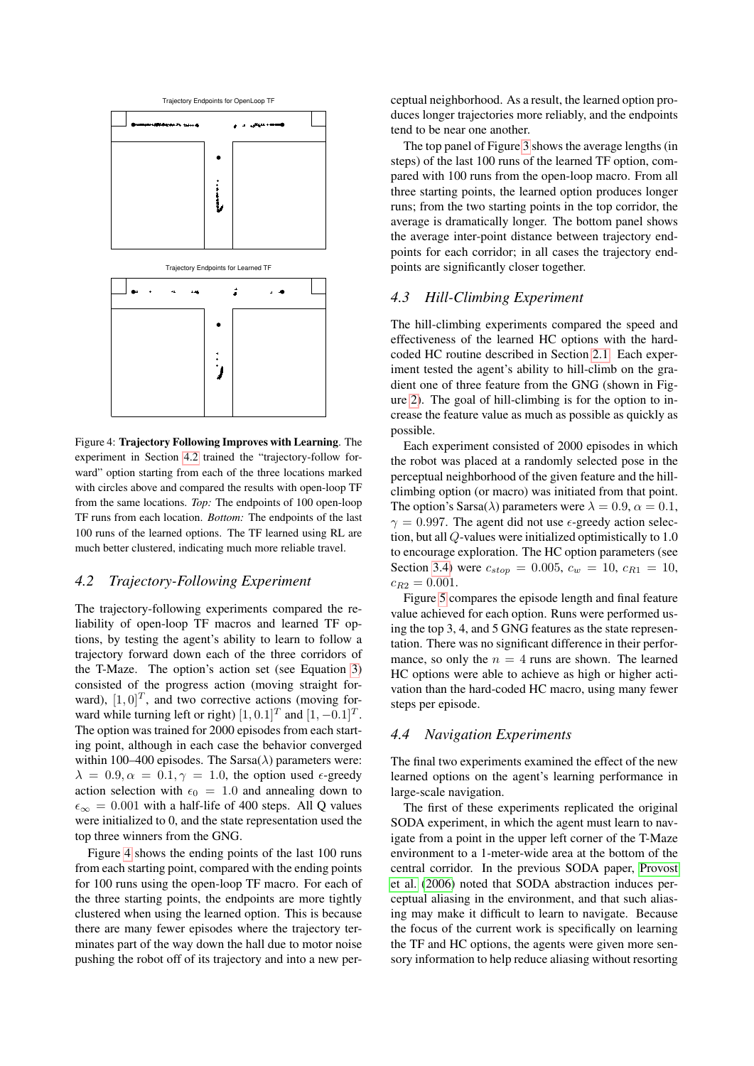Trajectory Endpoints for OpenLoop TF

Trajectory Endpoints for Learned TF

Figure 4: **Trajectory Following Improves with Learning**. The experiment in Section 4.2 trained the "trajectory-follow forward" option starting from each of the three locations marked with circles above and compared the results with open-loop TF from the same locations. *Top:* The endpoints of 100 open-loop TF runs from each location. *Bottom:* The endpoints of the last 100 runs of the learned options. The TF learned using RL are much better clustered, indicating much more reliable travel.

### *4.2 Trajectory-Following Experiment*

The trajectory-following experiments compared the reliability of open-loop TF macros and learned TF options, by testing the agent's ability to learn to follow a trajectory forward down each of the three corridors of the T-Maze. The option's action set (see Equation 3) consisted of the progress action (moving straight forward), $[1, 0]^T$, and two corrective actions (moving forward while turning left or right) $[1, 0.1]^T$ and $[1, -0.1]^T$. The option was trained for 2000 episodes from each starting point, although in each case the behavior converged within 100–400 episodes. The Sarsa($\lambda$) parameters were: $\lambda = 0.9, \alpha = 0.1, \gamma = 1.0$, the option used $\epsilon$-greedy action selection with $\epsilon_0 = 1.0$ and annealing down to $\epsilon_\infty = 0.001$ with a half-life of 400 steps. All Q values were initialized to 0, and the state representation used the top three winners from the GNG.

Figure 4 shows the ending points of the last 100 runs from each starting point, compared with the ending points for 100 runs using the open-loop TF macro. For each of the three starting points, the endpoints are more tightly clustered when using the learned option. This is because there are many fewer episodes where the trajectory terminates part of the way down the hall due to motor noise pushing the robot off of its trajectory and into a new perceptual neighborhood. As a result, the learned option produces longer trajectories more reliably, and the endpoints tend to be near one another.

The top panel of Figure 3 shows the average lengths (in steps) of the last 100 runs of the learned TF option, compared with 100 runs from the open-loop macro. From all three starting points, the learned option produces longer runs; from the two starting points in the top corridor, the average is dramatically longer. The bottom panel shows the average inter-point distance between trajectory endpoints for each corridor; in all cases the trajectory endpoints are significantly closer together.

### *4.3 Hill-Climbing Experiment*

The hill-climbing experiments compared the speed and effectiveness of the learned HC options with the hard-coded HC routine described in Section 2.1. Each experiment tested the agent's ability to hill-climb on the gradient one of three feature from the GNG (shown in Figure 2). The goal of hill-climbing is for the option to increase the feature value as much as possible as quickly as possible.

Each experiment consisted of 2000 episodes in which the robot was placed at a randomly selected pose in the perceptual neighborhood of the given feature and the hill-climbing option (or macro) was initiated from that point. The option's Sarsa($\lambda$) parameters were $\lambda = 0.9$, $\alpha = 0.1$, $\gamma = 0.997$. The agent did not use $\epsilon$-greedy action selection, but all $Q$-values were initialized optimistically to 1.0 to encourage exploration. The HC option parameters (see Section 3.4) were $c_{stop} = 0.005$, $c_w = 10$, $c_{R1} = 10$, $c_{R2} = 0.001$.

Figure 5 compares the episode length and final feature value achieved for each option. Runs were performed using the top 3, 4, and 5 GNG features as the state representation. There was no significant difference in their performance, so only the $n = 4$ runs are shown. The learned HC options were able to achieve as high or higher activation than the hard-coded HC macro, using many fewer steps per episode.

### *4.4 Navigation Experiments*

The final two experiments examined the effect of the new learned options on the agent's learning performance in large-scale navigation.

The first of these experiments replicated the original SODA experiment, in which the agent must learn to navigate from a point in the upper left corner of the T-Maze environment to a 1-meter-wide area at the bottom of the central corridor. In the previous SODA paper, Provost et al. (2006) noted that SODA abstraction induces perceptual aliasing in the environment, and that such aliasing may make it difficult to learn to navigate. Because the focus of the current work is specifically on learning the TF and HC options, the agents were given more sensory information to help reduce aliasing without resorting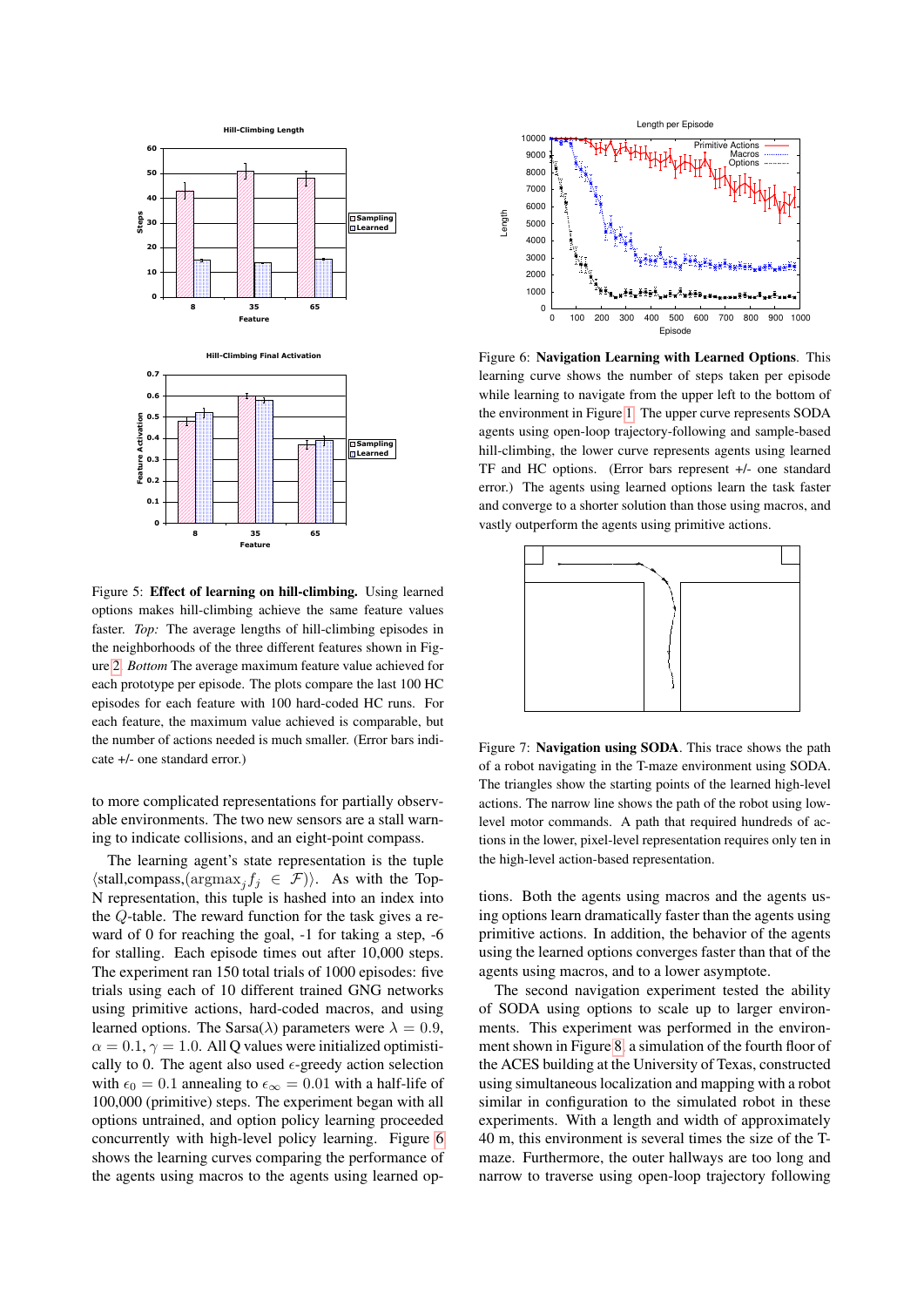Figure 5: **Effect of learning on hill-climbing.** Using learned options makes hill-climbing achieve the same feature values faster. *Top:* The average lengths of hill-climbing episodes in the neighborhoods of the three different features shown in Figure 2. *Bottom* The average maximum feature value achieved for each prototype per episode. The plots compare the last 100 HC episodes for each feature with 100 hard-coded HC runs. For each feature, the maximum value achieved is comparable, but the number of actions needed is much smaller. (Error bars indicate +/- one standard error.)

to more complicated representations for partially observable environments. The two new sensors are a stall warning to indicate collisions, and an eight-point compass.

The learning agent's state representation is the tuple $\langle \text{stall}, \text{compass}, (\text{argmax}_j f_j \in \mathcal{F}) \rangle$. As with the Top-N representation, this tuple is hashed into an index into the $Q$-table. The reward function for the task gives a reward of 0 for reaching the goal, -1 for taking a step, -6 for stalling. Each episode times out after 10,000 steps. The experiment ran 150 total trials of 1000 episodes: five trials using each of 10 different trained GNG networks using primitive actions, hard-coded macros, and using learned options. The Sarsa($\lambda$) parameters were $\lambda = 0.9$, $\alpha = 0.1, \gamma = 1.0$. All Q values were initialized optimistically to 0. The agent also used $\epsilon$-greedy action selection with $\epsilon_0 = 0.1$ annealing to $\epsilon_\infty = 0.01$ with a half-life of 100,000 (primitive) steps. The experiment began with all options untrained, and option policy learning proceeded concurrently with high-level policy learning. Figure 6 shows the learning curves comparing the performance of the agents using macros to the agents using learned options.

Figure 6: **Navigation Learning with Learned Options**. This learning curve shows the number of steps taken per episode while learning to navigate from the upper left to the bottom of the environment in Figure 1. The upper curve represents SODA agents using open-loop trajectory-following and sample-based hill-climbing, the lower curve represents agents using learned TF and HC options. (Error bars represent +/- one standard error.) The agents using learned options learn the task faster and converge to a shorter solution than those using macros, and vastly outperform the agents using primitive actions.

Figure 7: **Navigation using SODA**. This trace shows the path of a robot navigating in the T-maze environment using SODA. The triangles show the starting points of the learned high-level actions. The narrow line shows the path of the robot using low-level motor commands. A path that required hundreds of actions in the lower, pixel-level representation requires only ten in the high-level action-based representation.

Both the agents using macros and the agents using options learn dramatically faster than the agents using primitive actions. In addition, the behavior of the agents using the learned options converges faster than that of the agents using macros, and to a lower asymptote.

The second navigation experiment tested the ability of SODA using options to scale up to larger environments. This experiment was performed in the environment shown in Figure 8, a simulation of the fourth floor of the ACES building at the University of Texas, constructed using simultaneous localization and mapping with a robot similar in configuration to the simulated robot in these experiments. With a length and width of approximately 40 m, this environment is several times the size of the T-maze. Furthermore, the outer hallways are too long and narrow to traverse using open-loop trajectory following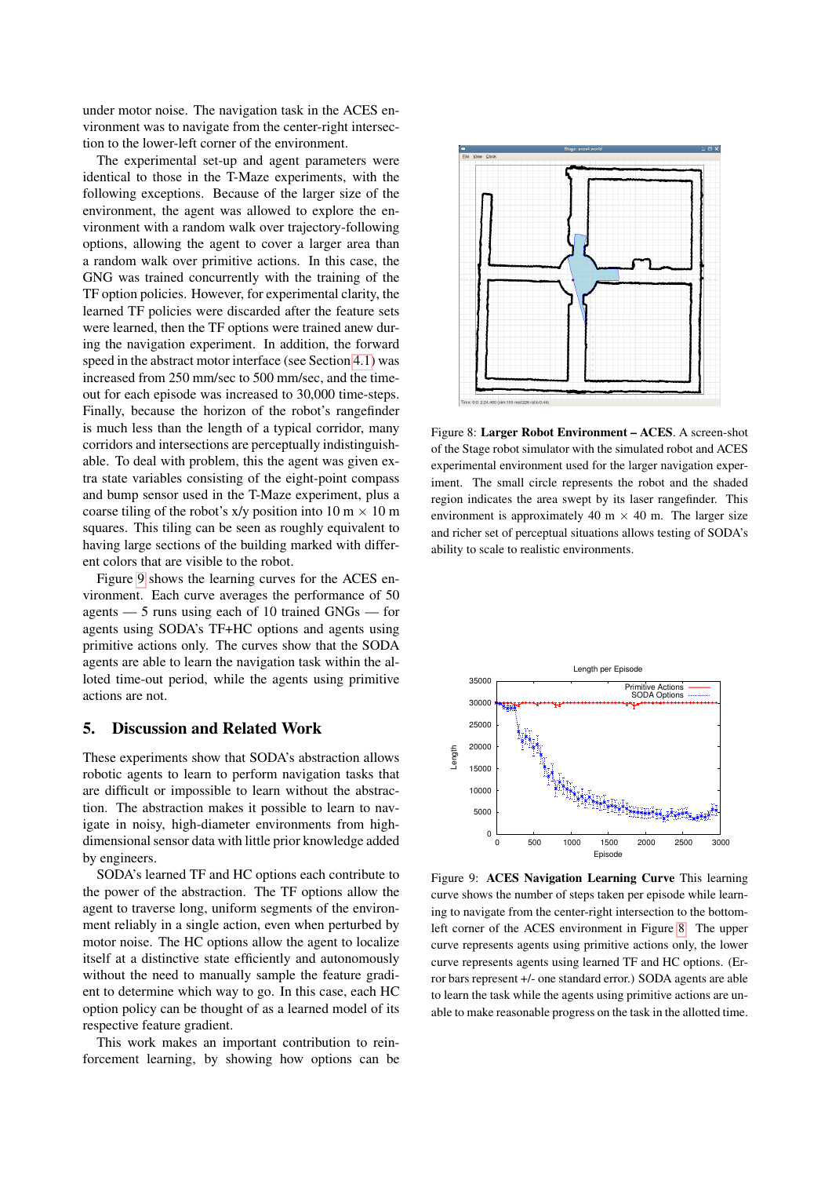under motor noise. The navigation task in the ACES environment was to navigate from the center-right intersection to the lower-left corner of the environment.

The experimental set-up and agent parameters were identical to those in the T-Maze experiments, with the following exceptions. Because of the larger size of the environment, the agent was allowed to explore the environment with a random walk over trajectory-following options, allowing the agent to cover a larger area than a random walk over primitive actions. In this case, the GNG was trained concurrently with the training of the TF option policies. However, for experimental clarity, the learned TF policies were discarded after the feature sets were learned, then the TF options were trained anew during the navigation experiment. In addition, the forward speed in the abstract motor interface (see Section 4.1) was increased from 250 mm/sec to 500 mm/sec, and the timeout for each episode was increased to 30,000 time-steps. Finally, because the horizon of the robot's rangefinder is much less than the length of a typical corridor, many corridors and intersections are perceptually indistinguishable. To deal with problem, this the agent was given extra state variables consisting of the eight-point compass and bump sensor used in the T-Maze experiment, plus a coarse tiling of the robot's x/y position into 10 m × 10 m squares. This tiling can be seen as roughly equivalent to having large sections of the building marked with different colors that are visible to the robot.

Figure 9 shows the learning curves for the ACES environment. Each curve averages the performance of 50 agents — 5 runs using each of 10 trained GNGs — for agents using SODA's TF+HC options and agents using primitive actions only. The curves show that the SODA agents are able to learn the navigation task within the alloted time-out period, while the agents using primitive actions are not.

Figure 8: **Larger Robot Environment – ACES**. A screen-shot of the Stage robot simulator with the simulated robot and ACES experimental environment used for the larger navigation experiment. The small circle represents the robot and the shaded region indicates the area swept by its laser rangefinder. This environment is approximately 40 m × 40 m. The larger size and richer set of perceptual situations allows testing of SODA's ability to scale to realistic environments.

Figure 9: **ACES Navigation Learning Curve** This learning curve shows the number of steps taken per episode while learning to navigate from the center-right intersection to the bottom-left corner of the ACES environment in Figure 8. The upper curve represents agents using primitive actions only, the lower curve represents agents using learned TF and HC options. (Error bars represent +/- one standard error.) SODA agents are able to learn the task while the agents using primitive actions are unable to make reasonable progress on the task in the allotted time.

## 5. Discussion and Related Work

These experiments show that SODA's abstraction allows robotic agents to learn to perform navigation tasks that are difficult or impossible to learn without the abstraction. The abstraction makes it possible to learn to navigate in noisy, high-diameter environments from high-dimensional sensor data with little prior knowledge added by engineers.

SODA's learned TF and HC options each contribute to the power of the abstraction. The TF options allow the agent to traverse long, uniform segments of the environment reliably in a single action, even when perturbed by motor noise. The HC options allow the agent to localize itself at a distinctive state efficiently and autonomously without the need to manually sample the feature gradient to determine which way to go. In this case, each HC option policy can be thought of as a learned model of its respective feature gradient.

This work makes an important contribution to reinforcement learning, by showing how options can be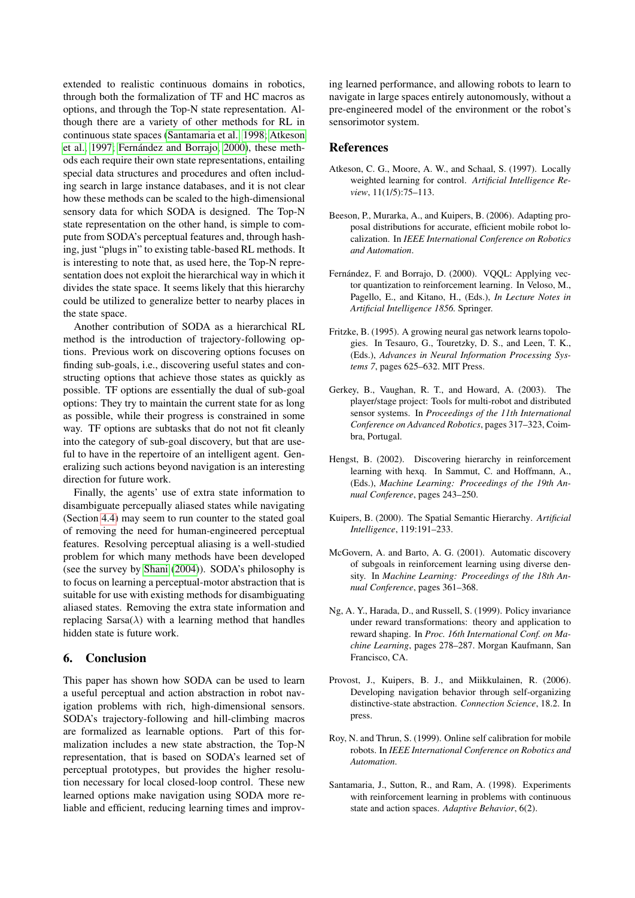extended to realistic continuous domains in robotics, through both the formalization of TF and HC macros as options, and through the Top-N state representation. Although there are a variety of other methods for RL in continuous state spaces (Santamaria et al., 1998; Atkeson et al., 1997; Fernández and Borrajo, 2000), these methods each require their own state representations, entailing special data structures and procedures and often including search in large instance databases, and it is not clear how these methods can be scaled to the high-dimensional sensory data for which SODA is designed. The Top-N state representation on the other hand, is simple to compute from SODA's perceptual features and, through hashing, just "plugs in" to existing table-based RL methods. It is interesting to note that, as used here, the Top-N representation does not exploit the hierarchical way in which it divides the state space. It seems likely that this hierarchy could be utilized to generalize better to nearby places in the state space.

Another contribution of SODA as a hierarchical RL method is the introduction of trajectory-following options. Previous work on discovering options focuses on finding sub-goals, i.e., discovering useful states and constructing options that achieve those states as quickly as possible. TF options are essentially the dual of sub-goal options: They try to maintain the current state for as long as possible, while their progress is constrained in some way. TF options are subtasks that do not not fit cleanly into the category of sub-goal discovery, but that are useful to have in the repertoire of an intelligent agent. Generalizing such actions beyond navigation is an interesting direction for future work.

Finally, the agents' use of extra state information to disambiguate percepually aliased states while navigating (Section 4.4) may seem to run counter to the stated goal of removing the need for human-engineered perceptual features. Resolving perceptual aliasing is a well-studied problem for which many methods have been developed (see the survey by Shani (2004)). SODA's philosophy is to focus on learning a perceptual-motor abstraction that is suitable for use with existing methods for disambiguating aliased states. Removing the extra state information and replacing Sarsa($\lambda$) with a learning method that handles hidden state is future work.

## 6. Conclusion

This paper has shown how SODA can be used to learn a useful perceptual and action abstraction in robot navigation problems with rich, high-dimensional sensors. SODA's trajectory-following and hill-climbing macros are formalized as learnable options. Part of this formalization includes a new state abstraction, the Top-N representation, that is based on SODA's learned set of perceptual prototypes, but provides the higher resolution necessary for local closed-loop control. These new learned options make navigation using SODA more reliable and efficient, reducing learning times and improving learned performance, and allowing robots to learn to navigate in large spaces entirely autonomously, without a pre-engineered model of the environment or the robot's sensorimotor system.

## References

Atkeson, C. G., Moore, A. W., and Schaal, S. (1997). Locally weighted learning for control. *Artificial Intelligence Review*, 11(1/5):75–113.

Beeson, P., Murarka, A., and Kuipers, B. (2006). Adapting proposal distributions for accurate, efficient mobile robot localization. In *IEEE International Conference on Robotics and Automation*.

Fernández, F. and Borrajo, D. (2000). VQQL: Applying vector quantization to reinforcement learning. In Veloso, M., Pagello, E., and Kitano, H., (Eds.), *In Lecture Notes in Artificial Intelligence 1856*. Springer.

Fritzke, B. (1995). A growing neural gas network learns topologies. In Tesauro, G., Touretzky, D. S., and Leen, T. K., (Eds.), *Advances in Neural Information Processing Systems 7*, pages 625–632. MIT Press.

Gerkey, B., Vaughan, R. T., and Howard, A. (2003). The player/stage project: Tools for multi-robot and distributed sensor systems. In *Proceedings of the 11th International Conference on Advanced Robotics*, pages 317–323, Coimbra, Portugal.

Hengst, B. (2002). Discovering hierarchy in reinforcement learning with hexq. In Sammut, C. and Hoffmann, A., (Eds.), *Machine Learning: Proceedings of the 19th Annual Conference*, pages 243–250.

Kuipers, B. (2000). The Spatial Semantic Hierarchy. *Artificial Intelligence*, 119:191–233.

McGovern, A. and Barto, A. G. (2001). Automatic discovery of subgoals in reinforcement learning using diverse density. In *Machine Learning: Proceedings of the 18th Annual Conference*, pages 361–368.

Ng, A. Y., Harada, D., and Russell, S. (1999). Policy invariance under reward transformations: theory and application to reward shaping. In *Proc. 16th International Conf. on Machine Learning*, pages 278–287. Morgan Kaufmann, San Francisco, CA.

Provost, J., Kuipers, B. J., and Miikkulainen, R. (2006). Developing navigation behavior through self-organizing distinctive-state abstraction. *Connection Science*, 18.2. In press.

Roy, N. and Thrun, S. (1999). Online self calibration for mobile robots. In *IEEE International Conference on Robotics and Automation*.

Santamaria, J., Sutton, R., and Ram, A. (1998). Experiments with reinforcement learning in problems with continuous state and action spaces. *Adaptive Behavior*, 6(2).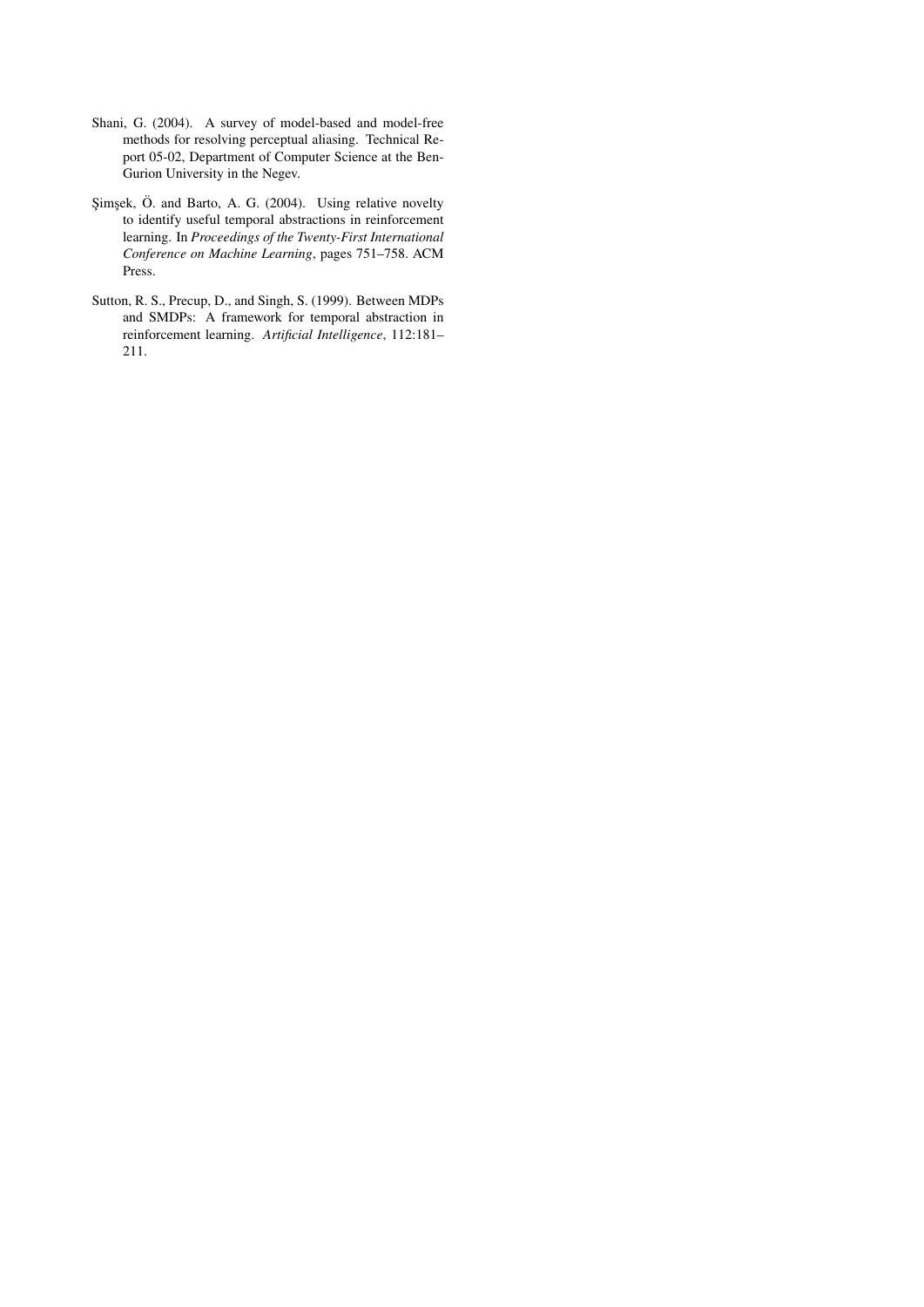Shani, G. (2004). A survey of model-based and model-free methods for resolving perceptual aliasing. Technical Report 05-02, Department of Computer Science at the Ben-Gurion University in the Negev.

Şimşek, Ö. and Barto, A. G. (2004). Using relative novelty to identify useful temporal abstractions in reinforcement learning. In *Proceedings of the Twenty-First International Conference on Machine Learning*, pages 751–758. ACM Press.

Sutton, R. S., Precup, D., and Singh, S. (1999). Between MDPs and SMDPs: A framework for temporal abstraction in reinforcement learning. *Artificial Intelligence*, 112:181–211.